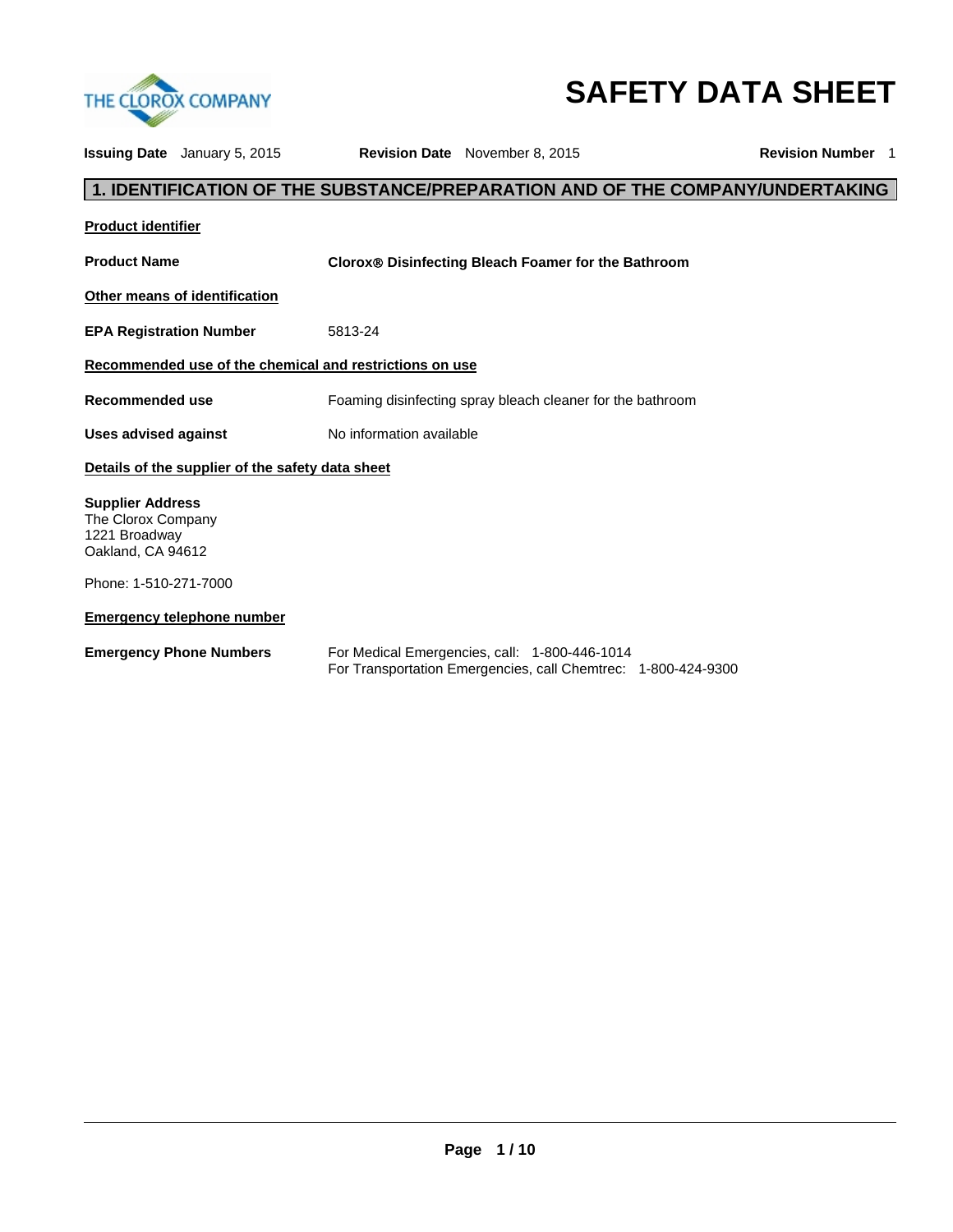THE CLOROX COMPANY

# SAFETY DATA SHEET

**Issuing Date** January 5, 2015 **Revision Date** November 8, 2015 **Revision Number** 1

## 1. IDENTIFICATION OF THE SUBSTANCE/PREPARATION AND OF THE COMPANY/UNDERTAKING

**Product identifier**

**Product Name** **Clorox® Disinfecting Bleach Foamer for the Bathroom**

**Other means of identification**

**EPA Registration Number** 5813-24

**Recommended use of the chemical and restrictions on use**

**Recommended use** Foaming disinfecting spray bleach cleaner for the bathroom

**Uses advised against** No information available

**Details of the supplier of the safety data sheet**

**Supplier Address**
The Clorox Company
1221 Broadway
Oakland, CA 94612

Phone: 1-510-271-7000

**Emergency telephone number**

**Emergency Phone Numbers** For Medical Emergencies, call: 1-800-446-1014
For Transportation Emergencies, call Chemtrec: 1-800-424-9300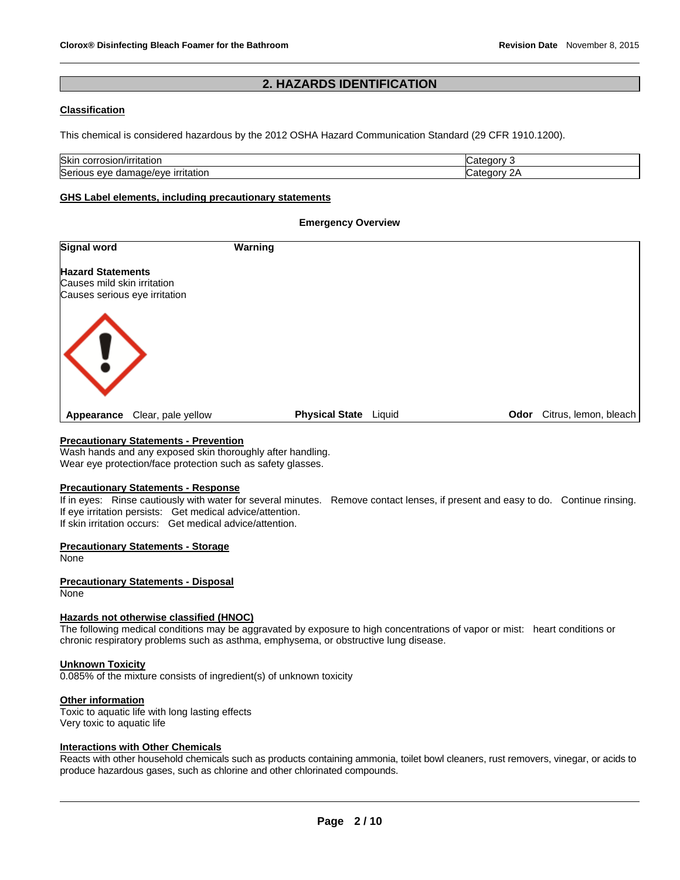## 2. HAZARDS IDENTIFICATION

### Classification

This chemical is considered hazardous by the 2012 OSHA Hazard Communication Standard (29 CFR 1910.1200).

| Skin corrosion/irritation | Category 3 |
|---|---|
| Serious eye damage/eye irritation | Category 2A |

### GHS Label elements, including precautionary statements

**Emergency Overview**

**Signal word** **Warning**

**Hazard Statements**
Causes mild skin irritation
Causes serious eye irritation

**Appearance** Clear, pale yellow **Physical State** Liquid **Odor** Citrus, lemon, bleach

### Precautionary Statements - Prevention

Wash hands and any exposed skin thoroughly after handling.
Wear eye protection/face protection such as safety glasses.

### Precautionary Statements - Response

If in eyes: Rinse cautiously with water for several minutes. Remove contact lenses, if present and easy to do. Continue rinsing.
If eye irritation persists: Get medical advice/attention.
If skin irritation occurs: Get medical advice/attention.

### Precautionary Statements - Storage

None

### Precautionary Statements - Disposal

None

### Hazards not otherwise classified (HNOC)

The following medical conditions may be aggravated by exposure to high concentrations of vapor or mist: heart conditions or chronic respiratory problems such as asthma, emphysema, or obstructive lung disease.

### Unknown Toxicity

0.085% of the mixture consists of ingredient(s) of unknown toxicity

### Other information

Toxic to aquatic life with long lasting effects
Very toxic to aquatic life

### Interactions with Other Chemicals

Reacts with other household chemicals such as products containing ammonia, toilet bowl cleaners, rust removers, vinegar, or acids to produce hazardous gases, such as chlorine and other chlorinated compounds.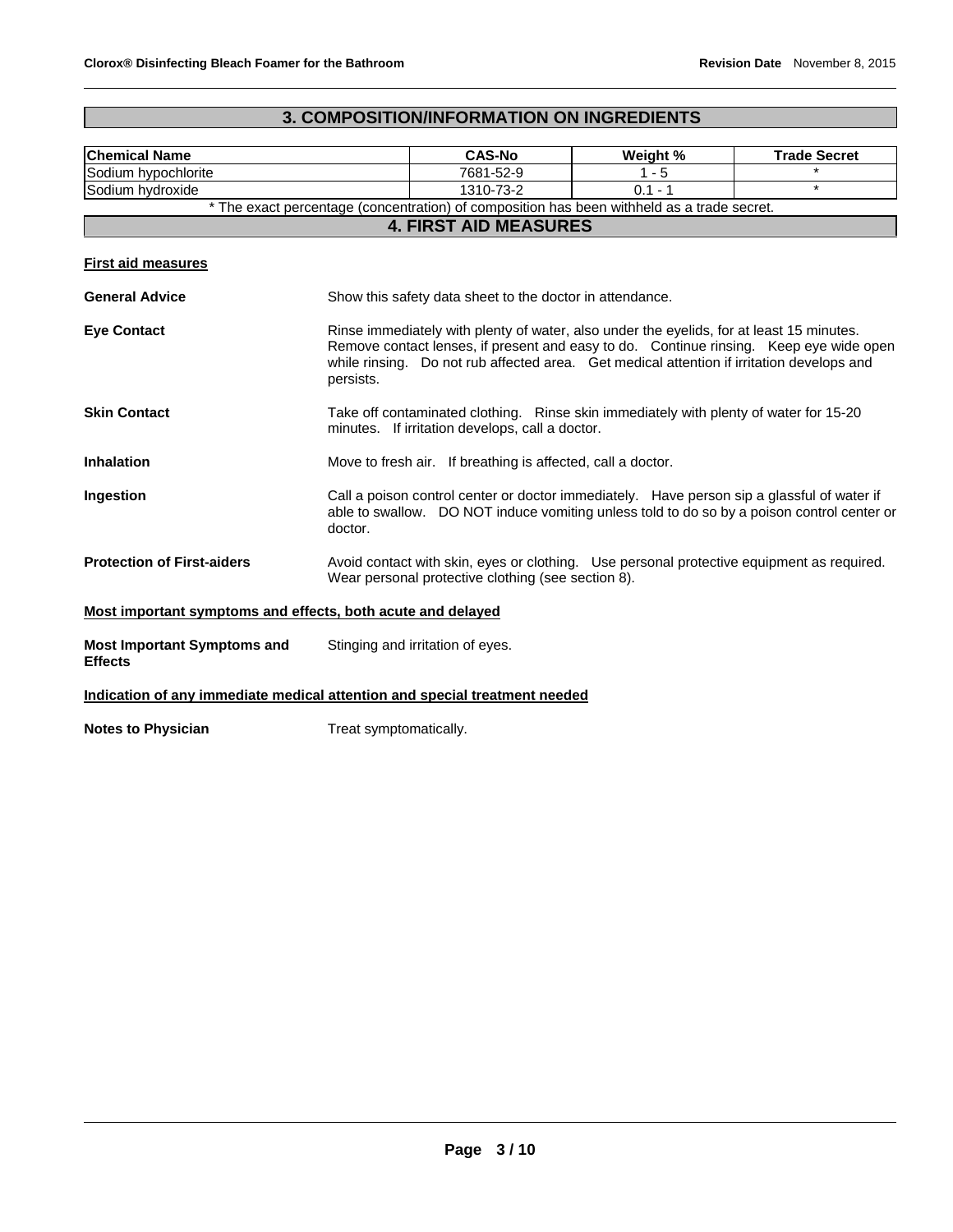## 3. COMPOSITION/INFORMATION ON INGREDIENTS

| Chemical Name | CAS-No | Weight % | Trade Secret |
|---|---|---|---|
| Sodium hypochlorite | 7681-52-9 | 1 - 5 | * |
| Sodium hydroxide | 1310-73-2 | 0.1 - 1 | * |

* The exact percentage (concentration) of composition has been withheld as a trade secret.

## 4. FIRST AID MEASURES

**First aid measures**

**General Advice**
Show this safety data sheet to the doctor in attendance.

**Eye Contact**
Rinse immediately with plenty of water, also under the eyelids, for at least 15 minutes. Remove contact lenses, if present and easy to do. Continue rinsing. Keep eye wide open while rinsing. Do not rub affected area. Get medical attention if irritation develops and persists.

**Skin Contact**
Take off contaminated clothing. Rinse skin immediately with plenty of water for 15-20 minutes. If irritation develops, call a doctor.

**Inhalation**
Move to fresh air. If breathing is affected, call a doctor.

**Ingestion**
Call a poison control center or doctor immediately. Have person sip a glassful of water if able to swallow. DO NOT induce vomiting unless told to do so by a poison control center or doctor.

**Protection of First-aiders**
Avoid contact with skin, eyes or clothing. Use personal protective equipment as required. Wear personal protective clothing (see section 8).

**Most important symptoms and effects, both acute and delayed**

**Most Important Symptoms and Effects**
Stinging and irritation of eyes.

**Indication of any immediate medical attention and special treatment needed**

**Notes to Physician**
Treat symptomatically.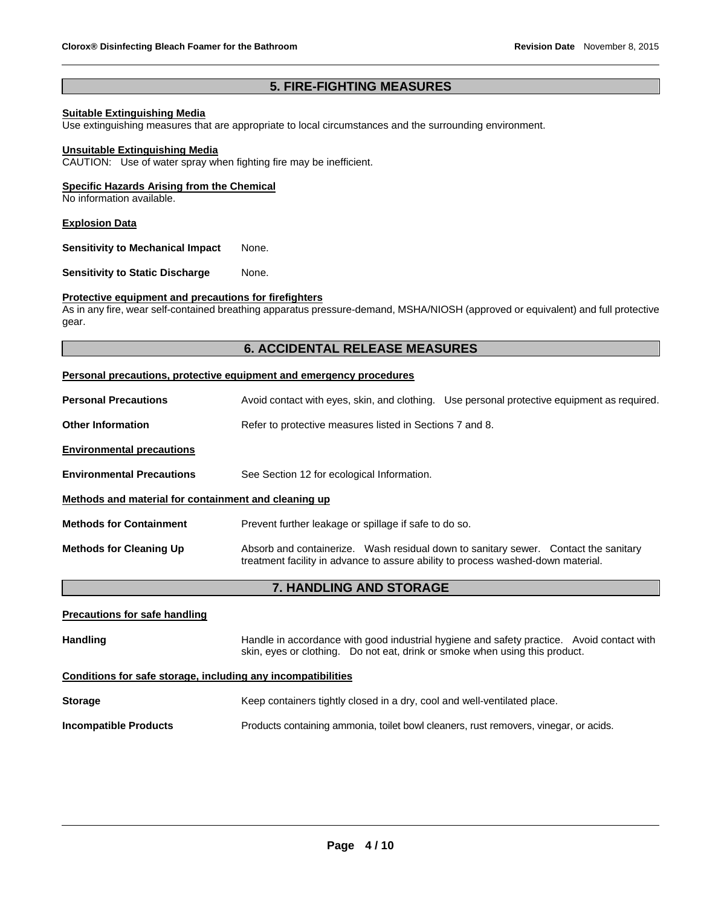## 5. FIRE-FIGHTING MEASURES

**Suitable Extinguishing Media**
Use extinguishing measures that are appropriate to local circumstances and the surrounding environment.

**Unsuitable Extinguishing Media**
CAUTION: Use of water spray when fighting fire may be inefficient.

**Specific Hazards Arising from the Chemical**
No information available.

**Explosion Data**

**Sensitivity to Mechanical Impact** None.

**Sensitivity to Static Discharge** None.

**Protective equipment and precautions for firefighters**
As in any fire, wear self-contained breathing apparatus pressure-demand, MSHA/NIOSH (approved or equivalent) and full protective gear.

## 6. ACCIDENTAL RELEASE MEASURES

**Personal precautions, protective equipment and emergency procedures**

**Personal Precautions** Avoid contact with eyes, skin, and clothing. Use personal protective equipment as required.

**Other Information** Refer to protective measures listed in Sections 7 and 8.

**Environmental precautions**

**Environmental Precautions** See Section 12 for ecological Information.

**Methods and material for containment and cleaning up**

**Methods for Containment** Prevent further leakage or spillage if safe to do so.

**Methods for Cleaning Up** Absorb and containerize. Wash residual down to sanitary sewer. Contact the sanitary treatment facility in advance to assure ability to process washed-down material.

## 7. HANDLING AND STORAGE

**Precautions for safe handling**

**Handling** Handle in accordance with good industrial hygiene and safety practice. Avoid contact with skin, eyes or clothing. Do not eat, drink or smoke when using this product.

**Conditions for safe storage, including any incompatibilities**

**Storage** Keep containers tightly closed in a dry, cool and well-ventilated place.

**Incompatible Products** Products containing ammonia, toilet bowl cleaners, rust removers, vinegar, or acids.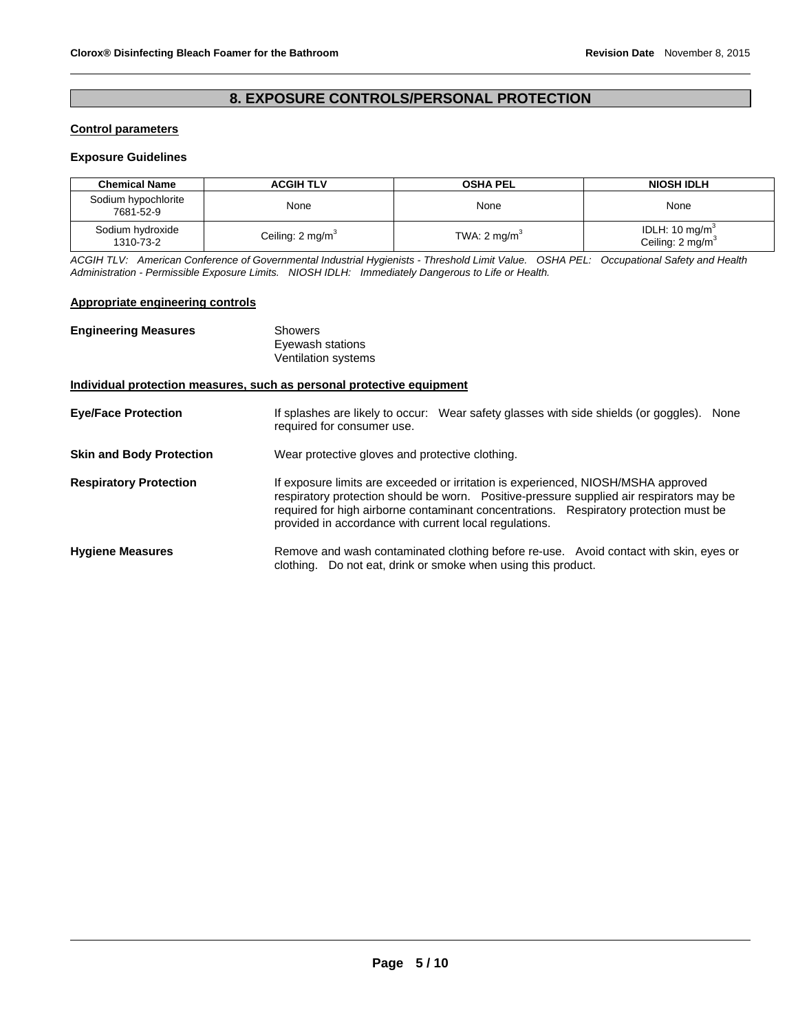## 8. EXPOSURE CONTROLS/PERSONAL PROTECTION

**Control parameters**

**Exposure Guidelines**

| Chemical Name | ACGIH TLV | OSHA PEL | NIOSH IDLH |
|---|---|---|---|
| Sodium hypochlorite 7681-52-9 | None | None | None |
| Sodium hydroxide 1310-73-2 | Ceiling: 2 $mg/m^3$ | TWA: 2 $mg/m^3$ | IDLH: 10 $mg/m^3$ Ceiling: 2 $mg/m^3$ |

*ACGIH TLV: American Conference of Governmental Industrial Hygienists - Threshold Limit Value. OSHA PEL: Occupational Safety and Health Administration - Permissible Exposure Limits. NIOSH IDLH: Immediately Dangerous to Life or Health.*

**Appropriate engineering controls**

**Engineering Measures**
Showers
Eyewash stations
Ventilation systems

**Individual protection measures, such as personal protective equipment**

**Eye/Face Protection**
If splashes are likely to occur: Wear safety glasses with side shields (or goggles). None required for consumer use.

**Skin and Body Protection**
Wear protective gloves and protective clothing.

**Respiratory Protection**
If exposure limits are exceeded or irritation is experienced, NIOSH/MSHA approved respiratory protection should be worn. Positive-pressure supplied air respirators may be required for high airborne contaminant concentrations. Respiratory protection must be provided in accordance with current local regulations.

**Hygiene Measures**
Remove and wash contaminated clothing before re-use. Avoid contact with skin, eyes or clothing. Do not eat, drink or smoke when using this product.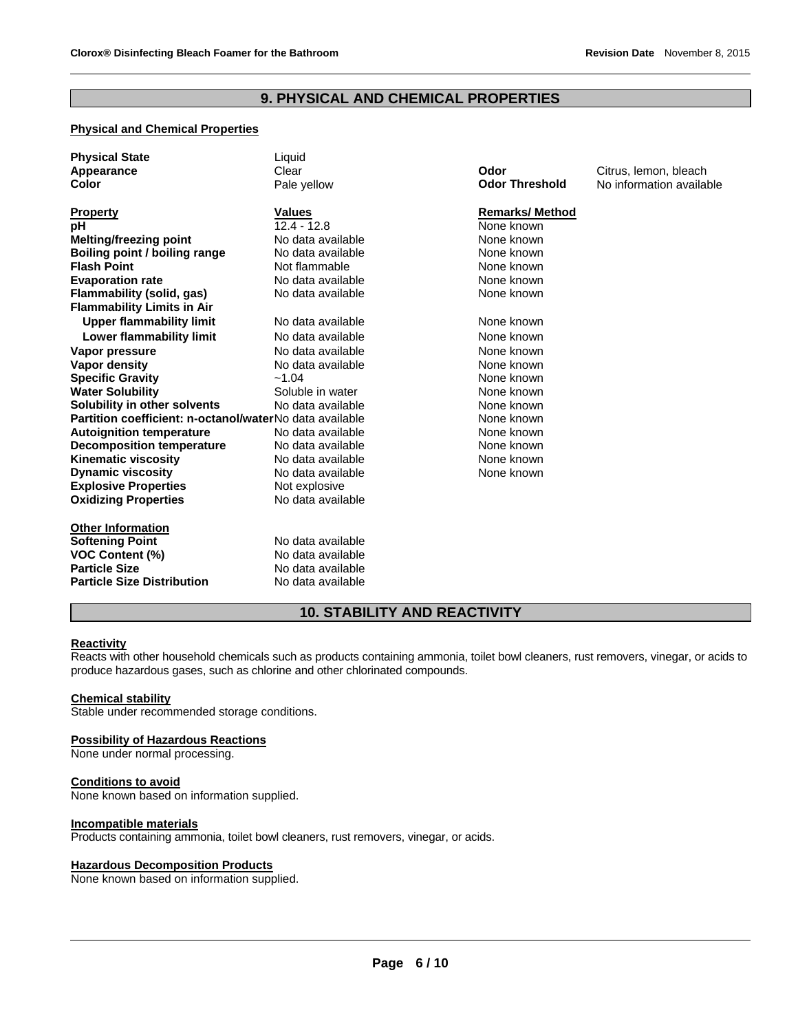## 9. PHYSICAL AND CHEMICAL PROPERTIES

### Physical and Chemical Properties

| | | | |
|---|---|---|---|
| **Physical State** | Liquid | | |
| **Appearance** | Clear | **Odor** | Citrus, lemon, bleach |
| **Color** | Pale yellow | **Odor Threshold** | No information available |

| **Property** | **Values** | **Remarks/ Method** |
|---|---|---|
| **pH** | 12.4 - 12.8 | None known |
| **Melting/freezing point** | No data available | None known |
| **Boiling point / boiling range** | No data available | None known |
| **Flash Point** | Not flammable | None known |
| **Evaporation rate** | No data available | None known |
| **Flammability (solid, gas)** | No data available | None known |
| **Flammability Limits in Air** | | |
| **Upper flammability limit** | No data available | None known |
| **Lower flammability limit** | No data available | None known |
| **Vapor pressure** | No data available | None known |
| **Vapor density** | No data available | None known |
| **Specific Gravity** | ~1.04 | None known |
| **Water Solubility** | Soluble in water | None known |
| **Solubility in other solvents** | No data available | None known |
| **Partition coefficient: n-octanol/water** | No data available | None known |
| **Autoignition temperature** | No data available | None known |
| **Decomposition temperature** | No data available | None known |
| **Kinematic viscosity** | No data available | None known |
| **Dynamic viscosity** | No data available | None known |
| **Explosive Properties** | Not explosive | |
| **Oxidizing Properties** | No data available | |

**Other Information**

| | |
|---|---|
| **Softening Point** | No data available |
| **VOC Content (%)** | No data available |
| **Particle Size** | No data available |
| **Particle Size Distribution** | No data available |

## 10. STABILITY AND REACTIVITY

### Reactivity
Reacts with other household chemicals such as products containing ammonia, toilet bowl cleaners, rust removers, vinegar, or acids to produce hazardous gases, such as chlorine and other chlorinated compounds.

### Chemical stability
Stable under recommended storage conditions.

### Possibility of Hazardous Reactions
None under normal processing.

### Conditions to avoid
None known based on information supplied.

### Incompatible materials
Products containing ammonia, toilet bowl cleaners, rust removers, vinegar, or acids.

### Hazardous Decomposition Products
None known based on information supplied.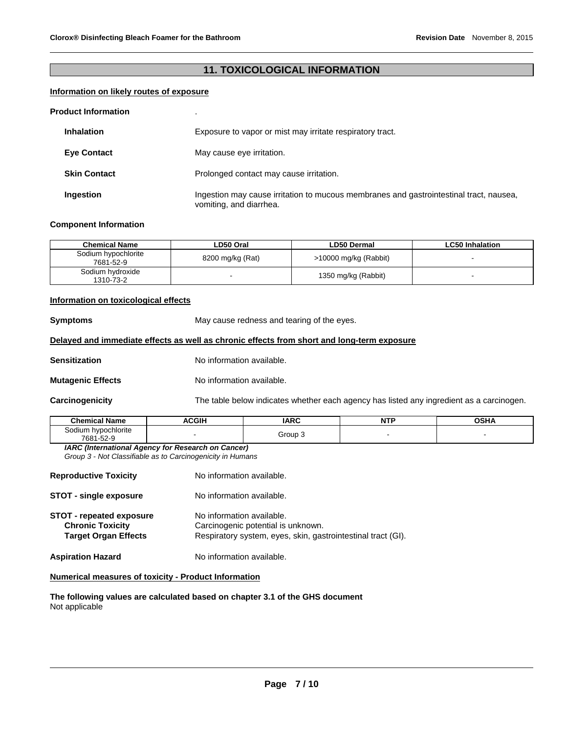## 11. TOXICOLOGICAL INFORMATION

**Information on likely routes of exposure**

**Product Information** .

**Inhalation** Exposure to vapor or mist may irritate respiratory tract.

**Eye Contact** May cause eye irritation.

**Skin Contact** Prolonged contact may cause irritation.

**Ingestion** Ingestion may cause irritation to mucous membranes and gastrointestinal tract, nausea, vomiting, and diarrhea.

**Component Information**

| Chemical Name | LD50 Oral | LD50 Dermal | LC50 Inhalation |
|---|---|---|---|
| Sodium hypochlorite 7681-52-9 | 8200 mg/kg (Rat) | >10000 mg/kg (Rabbit) | - |
| Sodium hydroxide 1310-73-2 | - | 1350 mg/kg (Rabbit) | - |

**Information on toxicological effects**

**Symptoms** May cause redness and tearing of the eyes.

**Delayed and immediate effects as well as chronic effects from short and long-term exposure**

**Sensitization** No information available.

**Mutagenic Effects** No information available.

**Carcinogenicity** The table below indicates whether each agency has listed any ingredient as a carcinogen.

| Chemical Name | ACGIH | IARC | NTP | OSHA |
|---|---|---|---|---|
| Sodium hypochlorite 7681-52-9 | - | Group 3 | - | - |

***IARC (International Agency for Research on Cancer)***
*Group 3 - Not Classifiable as to Carcinogenicity in Humans*

**Reproductive Toxicity** No information available.

**STOT - single exposure** No information available.

**STOT - repeated exposure** No information available.
**Chronic Toxicity** Carcinogenic potential is unknown.
**Target Organ Effects** Respiratory system, eyes, skin, gastrointestinal tract (GI).

**Aspiration Hazard** No information available.

**Numerical measures of toxicity - Product Information**

**The following values are calculated based on chapter 3.1 of the GHS document**
Not applicable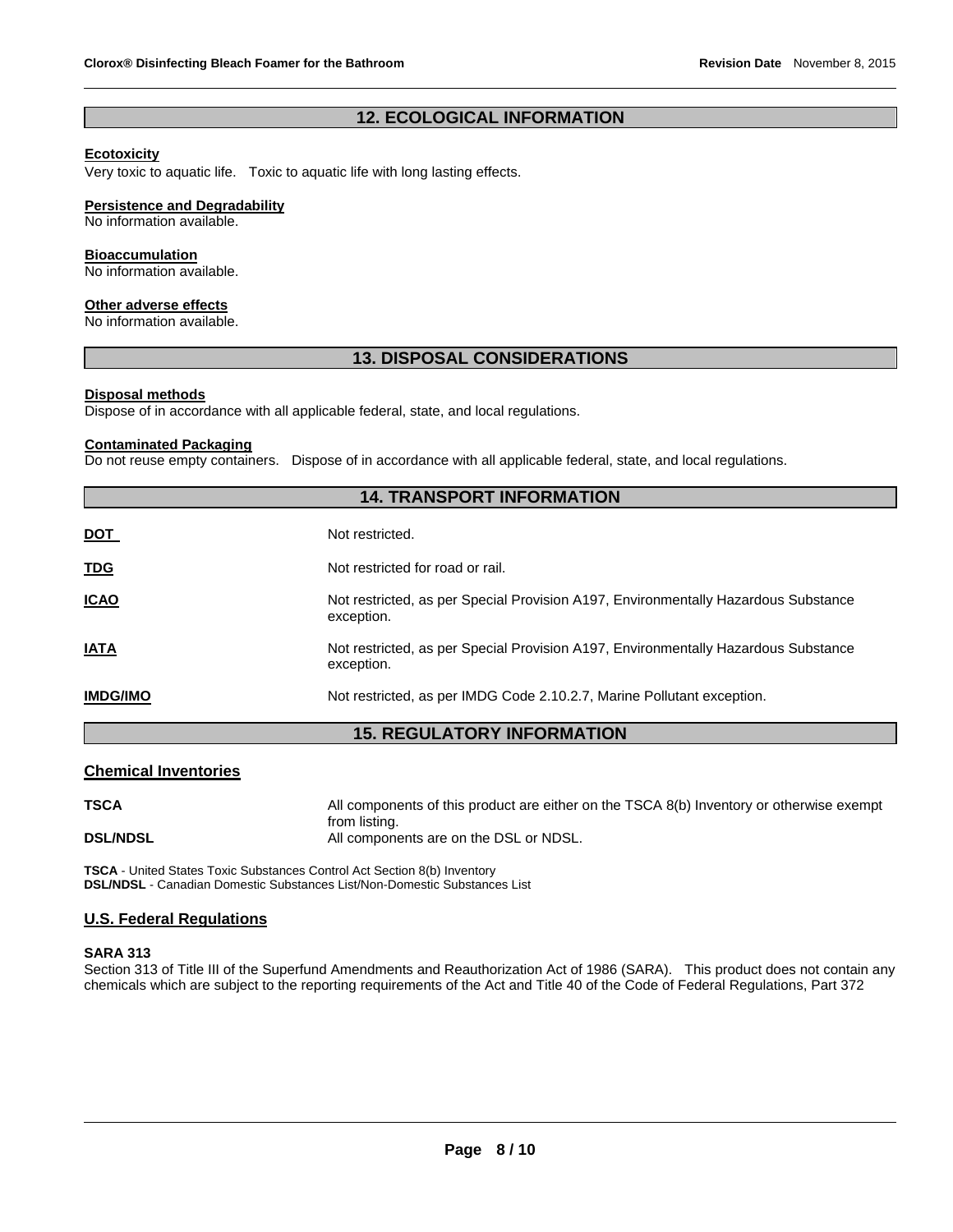## 12. ECOLOGICAL INFORMATION

**Ecotoxicity**

Very toxic to aquatic life. Toxic to aquatic life with long lasting effects.

**Persistence and Degradability**

No information available.

**Bioaccumulation**

No information available.

**Other adverse effects**

No information available.

## 13. DISPOSAL CONSIDERATIONS

**Disposal methods**

Dispose of in accordance with all applicable federal, state, and local regulations.

**Contaminated Packaging**

Do not reuse empty containers. Dispose of in accordance with all applicable federal, state, and local regulations.

## 14. TRANSPORT INFORMATION

| | |
|---|---|
| **DOT** | Not restricted. |
| **TDG** | Not restricted for road or rail. |
| **ICAO** | Not restricted, as per Special Provision A197, Environmentally Hazardous Substance exception. |
| **IATA** | Not restricted, as per Special Provision A197, Environmentally Hazardous Substance exception. |
| **IMDG/IMO** | Not restricted, as per IMDG Code 2.10.2.7, Marine Pollutant exception. |

## 15. REGULATORY INFORMATION

### Chemical Inventories

| | |
|---|---|
| **TSCA** | All components of this product are either on the TSCA 8(b) Inventory or otherwise exempt from listing. |
| **DSL/NDSL** | All components are on the DSL or NDSL. |

**TSCA** - United States Toxic Substances Control Act Section 8(b) Inventory
**DSL/NDSL** - Canadian Domestic Substances List/Non-Domestic Substances List

### U.S. Federal Regulations

**SARA 313**

Section 313 of Title III of the Superfund Amendments and Reauthorization Act of 1986 (SARA). This product does not contain any chemicals which are subject to the reporting requirements of the Act and Title 40 of the Code of Federal Regulations, Part 372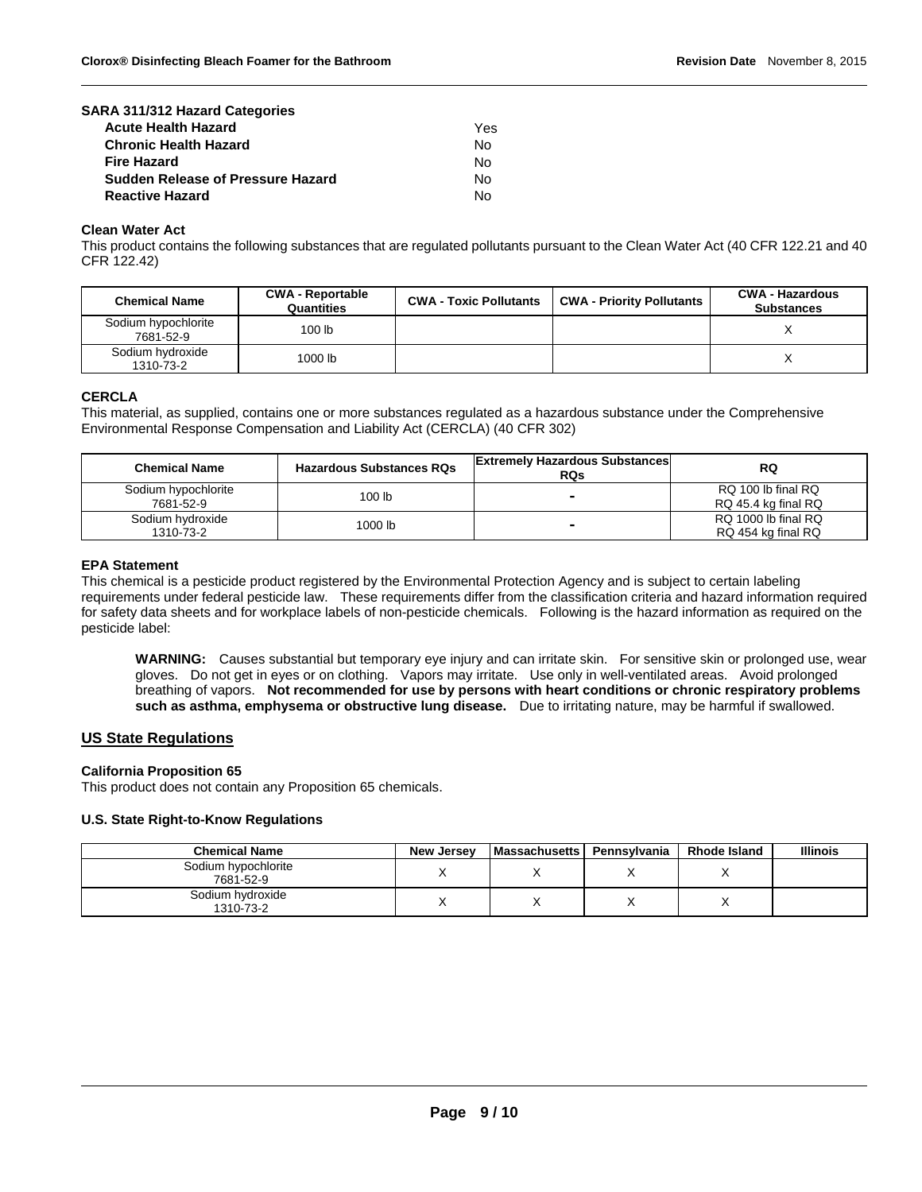**SARA 311/312 Hazard Categories**

| | |
|---|---|
| **Acute Health Hazard** | Yes |
| **Chronic Health Hazard** | No |
| **Fire Hazard** | No |
| **Sudden Release of Pressure Hazard** | No |
| **Reactive Hazard** | No |

**Clean Water Act**

This product contains the following substances that are regulated pollutants pursuant to the Clean Water Act (40 CFR 122.21 and 40 CFR 122.42)

| Chemical Name | CWA - Reportable Quantities | CWA - Toxic Pollutants | CWA - Priority Pollutants | CWA - Hazardous Substances |
|---|---|---|---|---|
| Sodium hypochlorite 7681-52-9 | 100 lb | | | X |
| Sodium hydroxide 1310-73-2 | 1000 lb | | | X |

**CERCLA**

This material, as supplied, contains one or more substances regulated as a hazardous substance under the Comprehensive Environmental Response Compensation and Liability Act (CERCLA) (40 CFR 302)

| Chemical Name | Hazardous Substances RQs | Extremely Hazardous Substances RQs | RQ |
|---|---|---|---|
| Sodium hypochlorite 7681-52-9 | 100 lb | - | RQ 100 lb final RQ RQ 45.4 kg final RQ |
| Sodium hydroxide 1310-73-2 | 1000 lb | - | RQ 1000 lb final RQ RQ 454 kg final RQ |

**EPA Statement**

This chemical is a pesticide product registered by the Environmental Protection Agency and is subject to certain labeling requirements under federal pesticide law. These requirements differ from the classification criteria and hazard information required for safety data sheets and for workplace labels of non-pesticide chemicals. Following is the hazard information as required on the pesticide label:

> **WARNING:** Causes substantial but temporary eye injury and can irritate skin. For sensitive skin or prolonged use, wear gloves. Do not get in eyes or on clothing. Vapors may irritate. Use only in well-ventilated areas. Avoid prolonged breathing of vapors. **Not recommended for use by persons with heart conditions or chronic respiratory problems such as asthma, emphysema or obstructive lung disease.** Due to irritating nature, may be harmful if swallowed.

## US State Regulations

**California Proposition 65**

This product does not contain any Proposition 65 chemicals.

**U.S. State Right-to-Know Regulations**

| Chemical Name | New Jersey | Massachusetts | Pennsylvania | Rhode Island | Illinois |
|---|---|---|---|---|---|
| Sodium hypochlorite 7681-52-9 | X | X | X | X | |
| Sodium hydroxide 1310-73-2 | X | X | X | X | |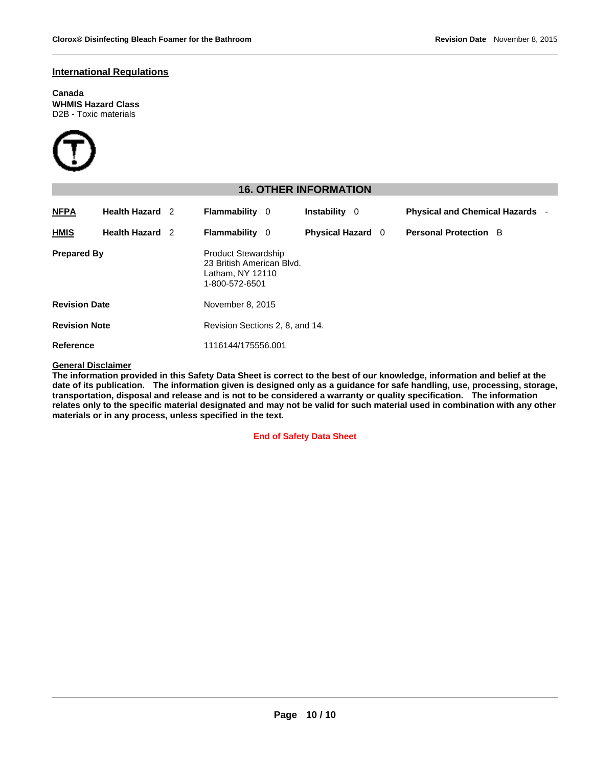## International Regulations

**Canada**
**WHMIS Hazard Class**
D2B - Toxic materials

## 16. OTHER INFORMATION

| | | | | |
|---|---|---|---|---|
| **NFPA** | **Health Hazard** 2 | **Flammability** 0 | **Instability** 0 | **Physical and Chemical Hazards** - |
| **HMIS** | **Health Hazard** 2 | **Flammability** 0 | **Physical Hazard** 0 | **Personal Protection** B |

**Prepared By**
Product Stewardship
23 British American Blvd.
Latham, NY 12110
1-800-572-6501

**Revision Date** November 8, 2015

**Revision Note** Revision Sections 2, 8, and 14.

**Reference** 1116144/175556.001

**General Disclaimer**

**The information provided in this Safety Data Sheet is correct to the best of our knowledge, information and belief at the date of its publication. The information given is designed only as a guidance for safe handling, use, processing, storage, transportation, disposal and release and is not to be considered a warranty or quality specification. The information relates only to the specific material designated and may not be valid for such material used in combination with any other materials or in any process, unless specified in the text.**

**End of Safety Data Sheet**